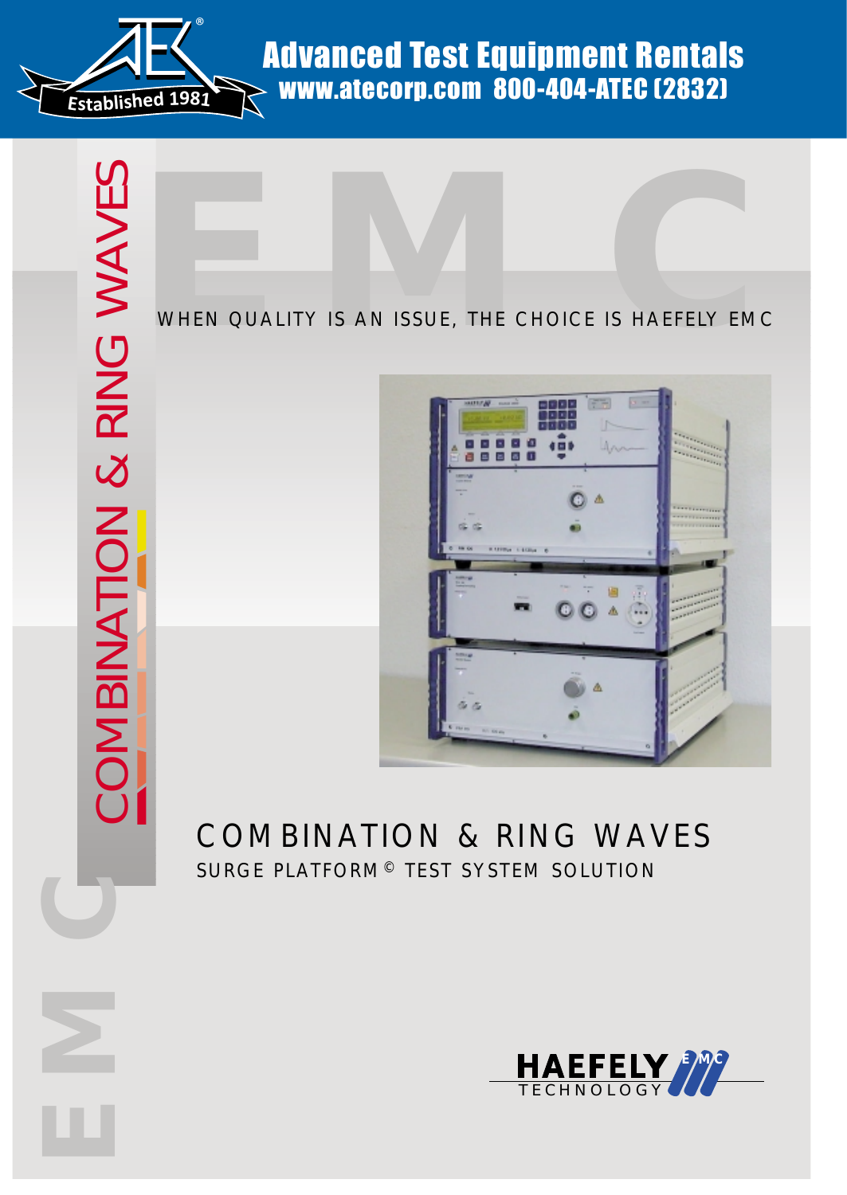Advanced Test Equipment Rentals
www.atecorp.com 800-404-ATEC (2832)

Established 1981

EMC

COMBINATION & RING WAVES

WHEN QUALITY IS AN ISSUE, THE CHOICE IS HAEFELY EMC

# COMBINATION & RING WAVES

## SURGE PLATFORM © TEST SYSTEM SOLUTION

HAEFELY TECHNOLOGY EMC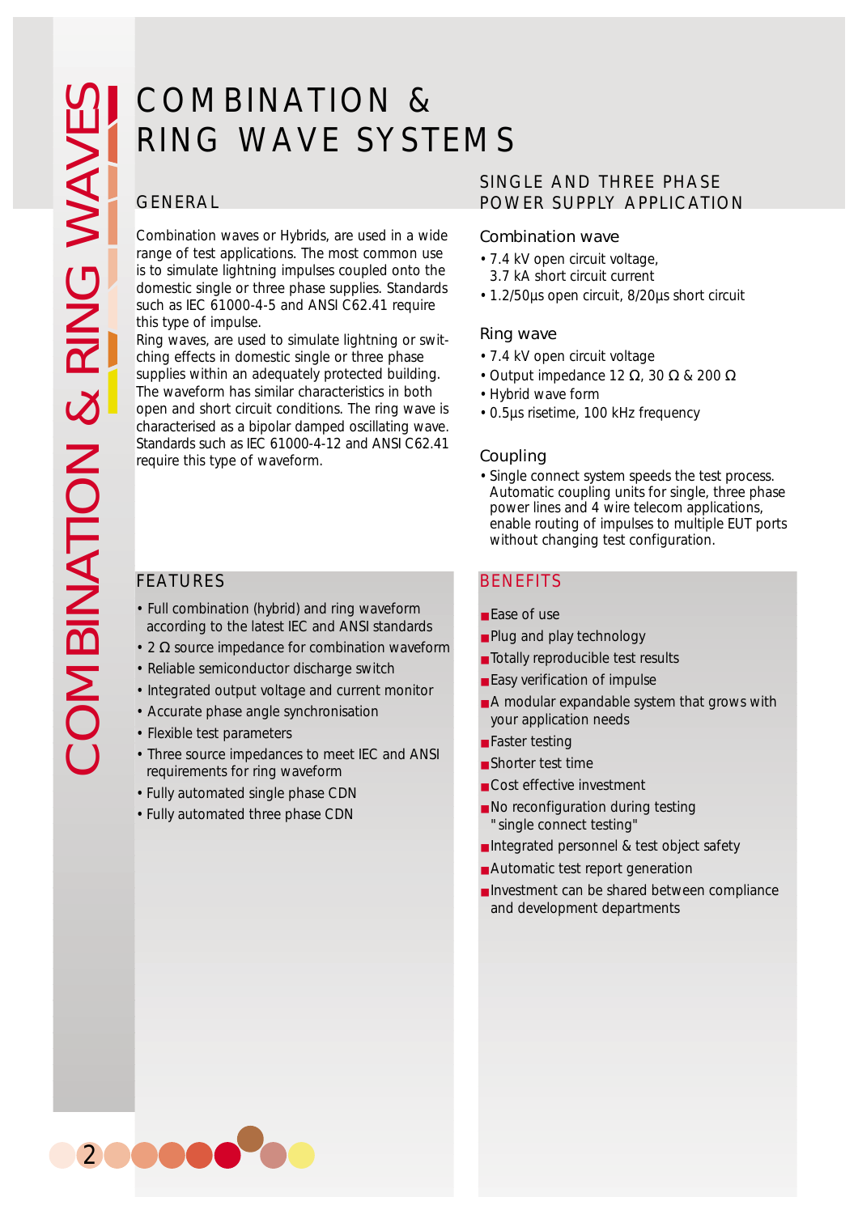# COMBINATION & RING WAVE SYSTEMS

## GENERAL

Combination waves or Hybrids, are used in a wide range of test applications. The most common use is to simulate lightning impulses coupled onto the domestic single or three phase supplies. Standards such as IEC 61000-4-5 and ANSI C62.41 require this type of impulse.
Ring waves, are used to simulate lightning or switching effects in domestic single or three phase supplies within an adequately protected building. The waveform has similar characteristics in both open and short circuit conditions. The ring wave is characterised as a bipolar damped oscillating wave. Standards such as IEC 61000-4-12 and ANSI C62.41 require this type of waveform.

## SINGLE AND THREE PHASE POWER SUPPLY APPLICATION

### Combination wave

- 7.4 kV open circuit voltage, 3.7 kA short circuit current
- 1.2/50µs open circuit, 8/20µs short circuit

### Ring wave

- 7.4 kV open circuit voltage
- Output impedance 12 Ω, 30 Ω & 200 Ω
- Hybrid wave form
- 0.5µs risetime, 100 kHz frequency

### Coupling

- Single connect system speeds the test process. Automatic coupling units for single, three phase power lines and 4 wire telecom applications, enable routing of impulses to multiple EUT ports without changing test configuration.

## FEATURES

- Full combination (hybrid) and ring waveform according to the latest IEC and ANSI standards
- 2 Ω source impedance for combination waveform
- Reliable semiconductor discharge switch
- Integrated output voltage and current monitor
- Accurate phase angle synchronisation
- Flexible test parameters
- Three source impedances to meet IEC and ANSI requirements for ring waveform
- Fully automated single phase CDN
- Fully automated three phase CDN

## BENEFITS

- Ease of use
- Plug and play technology
- Totally reproducible test results
- Easy verification of impulse
- A modular expandable system that grows with your application needs
- Faster testing
- Shorter test time
- Cost effective investment
- No reconfiguration during testing "single connect testing"
- Integrated personnel & test object safety
- Automatic test report generation
- Investment can be shared between compliance and development departments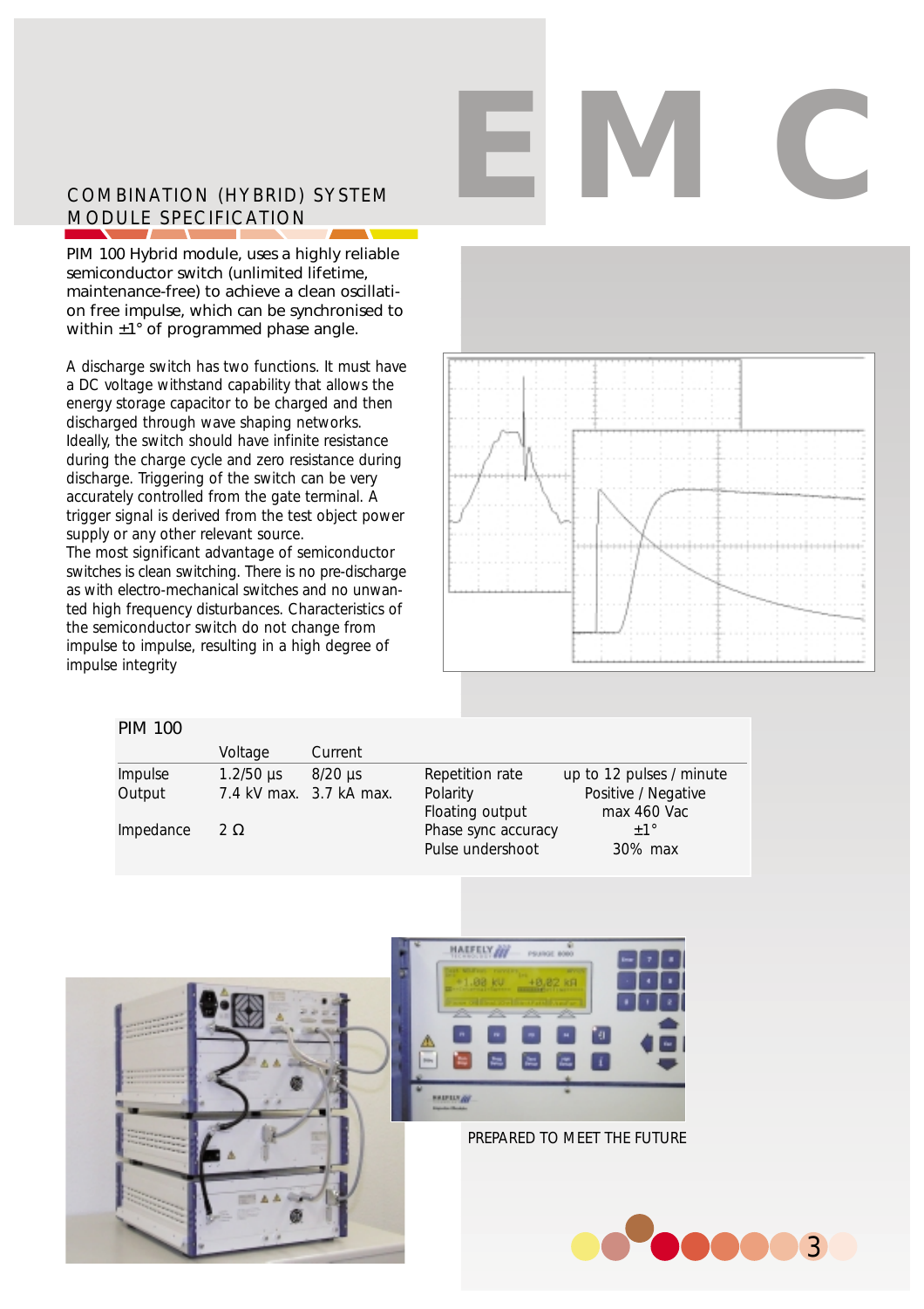# EMC

## COMBINATION (HYBRID) SYSTEM MODULE SPECIFICATION

PIM 100 Hybrid module, uses a highly reliable semiconductor switch (unlimited lifetime, maintenance-free) to achieve a clean oscillation free impulse, which can be synchronised to within ±1° of programmed phase angle.

A discharge switch has two functions. It must have a DC voltage withstand capability that allows the energy storage capacitor to be charged and then discharged through wave shaping networks. Ideally, the switch should have infinite resistance during the charge cycle and zero resistance during discharge. Triggering of the switch can be very accurately controlled from the gate terminal. A trigger signal is derived from the test object power supply or any other relevant source.
The most significant advantage of semiconductor switches is clean switching. There is no pre-discharge as with electro-mechanical switches and no unwanted high frequency disturbances. Characteristics of the semiconductor switch do not change from impulse to impulse, resulting in a high degree of impulse integrity

### PIM 100

| | Voltage | Current | | |
|---|---|---|---|---|
| Impulse | 1.2/50 µs | 8/20 µs | Repetition rate | up to 12 pulses / minute |
| Output | 7.4 kV max. | 3.7 kA max. | Polarity | Positive / Negative |
| | | | Floating output | max 460 Vac |
| Impedance | 2 Ω | | Phase sync accuracy | ±1° |
| | | | Pulse undershoot | 30% max |

PREPARED TO MEET THE FUTURE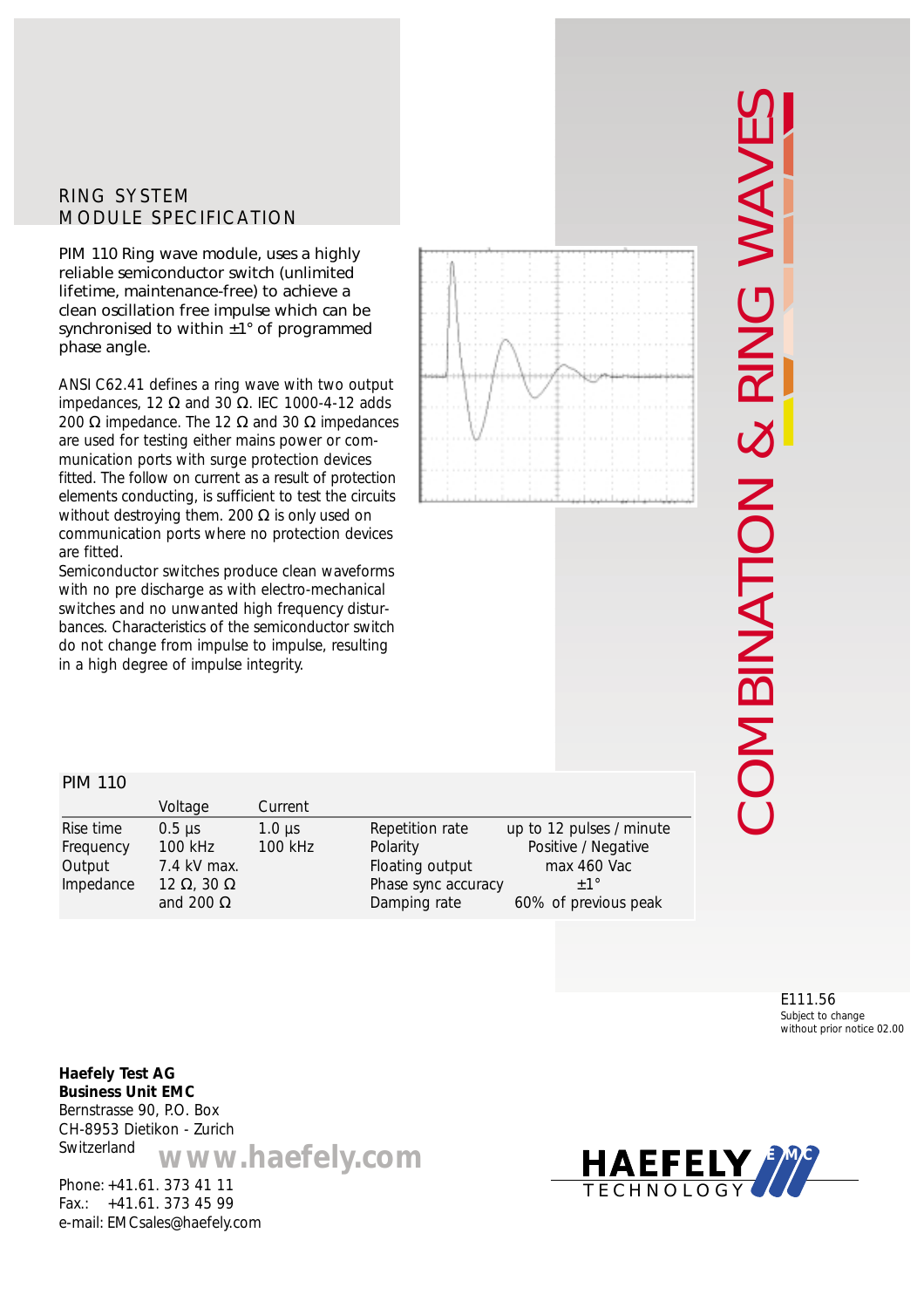# RING SYSTEM
# MODULE SPECIFICATION

PIM 110 Ring wave module, uses a highly reliable semiconductor switch (unlimited lifetime, maintenance-free) to achieve a clean oscillation free impulse which can be synchronised to within ±1° of programmed phase angle.

ANSI C62.41 defines a ring wave with two output impedances, 12 Ω and 30 Ω. IEC 1000-4-12 adds 200 Ω impedance. The 12 Ω and 30 Ω impedances are used for testing either mains power or communication ports with surge protection devices fitted. The follow on current as a result of protection elements conducting, is sufficient to test the circuits without destroying them. 200 Ω is only used on communication ports where no protection devices are fitted.

Semiconductor switches produce clean waveforms with no pre discharge as with electro-mechanical switches and no unwanted high frequency disturbances. Characteristics of the semiconductor switch do not change from impulse to impulse, resulting in a high degree of impulse integrity.

COMBINATION & RING WAVES

## PIM 110

| | Voltage | Current | | |
|---|---|---|---|---|
| Rise time | 0.5 µs | 1.0 µs | Repetition rate | up to 12 pulses / minute |
| Frequency | 100 kHz | 100 kHz | Polarity | Positive / Negative |
| Output | 7.4 kV max. | | Floating output | max 460 Vac |
| Impedance | 12 Ω, 30 Ω and 200 Ω | | Phase sync accuracy | ±1° |
| | | | Damping rate | 60% of previous peak |

E111.56
Subject to change without prior notice 02.00

**Haefely Test AG**
**Business Unit EMC**
Bernstrasse 90, P.O. Box
CH-8953 Dietikon - Zurich
Switzerland

www.haefely.com

Phone: +41.61. 373 41 11
Fax.: +41.61. 373 45 99
e-mail: EMCsales@haefely.com

HAEFELY EMC TECHNOLOGY